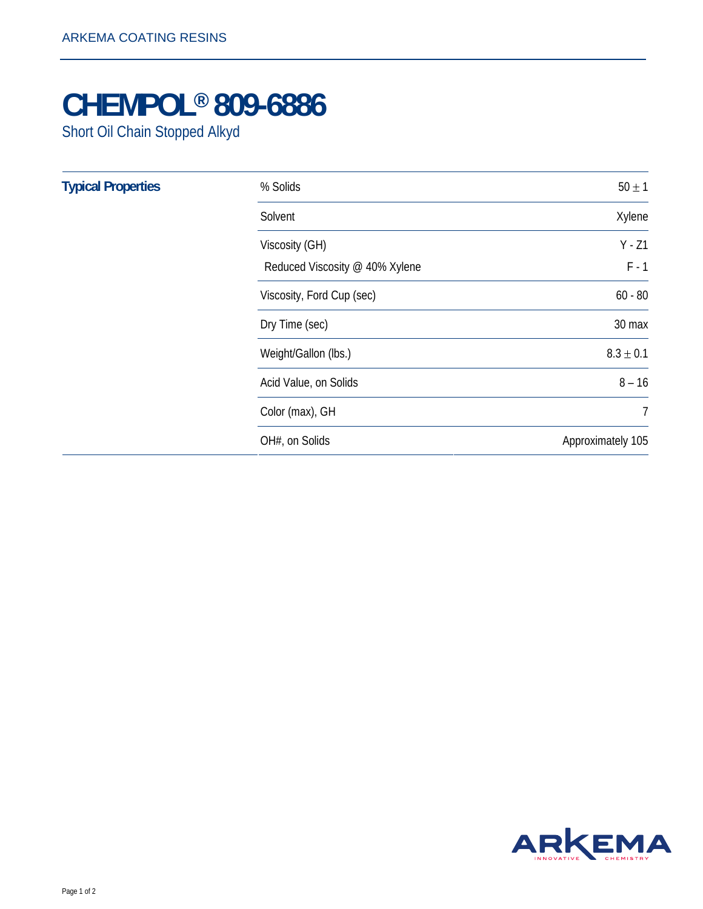ARKEMA COATING RESINS

# CHEMPOL® 809-6886

Short Oil Chain Stopped Alkyd

## Typical Properties

| Property | Value |
|---|---|
| % Solids | 50 ± 1 |
| Solvent | Xylene |
| Viscosity (GH) | Y - Z1 |
| Reduced Viscosity @ 40% Xylene | F - 1 |
| Viscosity, Ford Cup (sec) | 60 - 80 |
| Dry Time (sec) | 30 max |
| Weight/Gallon (lbs.) | 8.3 ± 0.1 |
| Acid Value, on Solids | 8 – 16 |
| Color (max), GH | 7 |
| OH#, on Solids | Approximately 105 |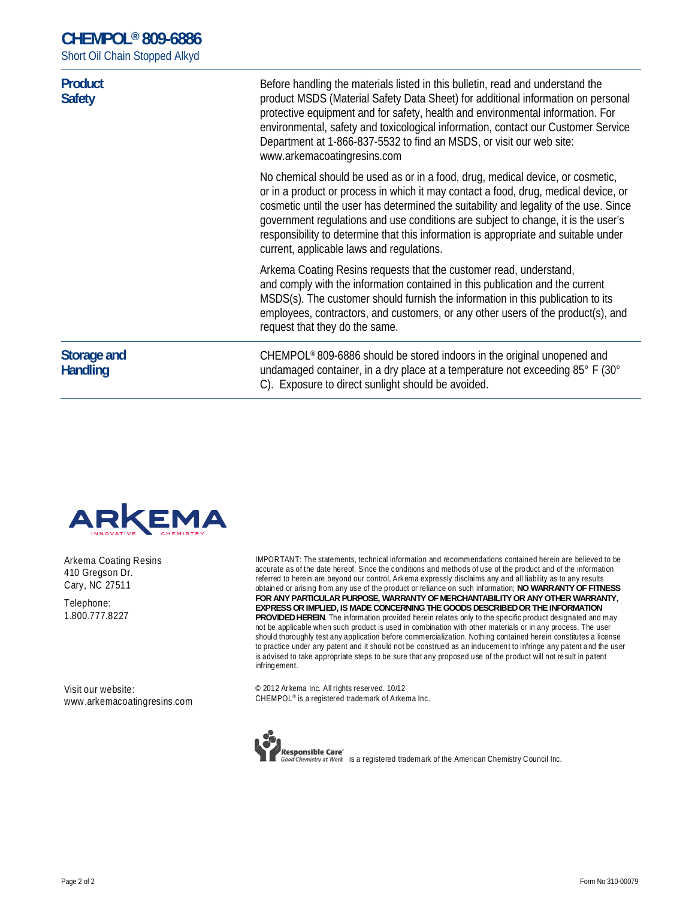# CHEMPOL® 809-6886

Short Oil Chain Stopped Alkyd

## Product Safety

Before handling the materials listed in this bulletin, read and understand the product MSDS (Material Safety Data Sheet) for additional information on personal protective equipment and for safety, health and environmental information. For environmental, safety and toxicological information, contact our Customer Service Department at 1-866-837-5532 to find an MSDS, or visit our web site: www.arkemacoatingresins.com

No chemical should be used as or in a food, drug, medical device, or cosmetic, or in a product or process in which it may contact a food, drug, medical device, or cosmetic until the user has determined the suitability and legality of the use. Since government regulations and use conditions are subject to change, it is the user's responsibility to determine that this information is appropriate and suitable under current, applicable laws and regulations.

Arkema Coating Resins requests that the customer read, understand, and comply with the information contained in this publication and the current MSDS(s). The customer should furnish the information in this publication to its employees, contractors, and customers, or any other users of the product(s), and request that they do the same.

## Storage and Handling

CHEMPOL® 809-6886 should be stored indoors in the original unopened and undamaged container, in a dry place at a temperature not exceeding 85° F (30° C). Exposure to direct sunlight should be avoided.

ARKEMA
INNOVATIVE CHEMISTRY

Arkema Coating Resins
410 Gregson Dr.
Cary, NC 27511

Telephone:
1.800.777.8227

Visit our website:
www.arkemacoatingresins.com

IMPORTANT: The statements, technical information and recommendations contained herein are believed to be accurate as of the date hereof. Since the conditions and methods of use of the product and of the information referred to herein are beyond our control, Arkema expressly disclaims any and all liability as to any results obtained or arising from any use of the product or reliance on such information; **NO WARRANTY OF FITNESS FOR ANY PARTICULAR PURPOSE, WARRANTY OF MERCHANTABILITY OR ANY OTHER WARRANTY, EXPRESS OR IMPLIED, IS MADE CONCERNING THE GOODS DESCRIBED OR THE INFORMATION PROVIDED HEREIN**. The information provided herein relates only to the specific product designated and may not be applicable when such product is used in combination with other materials or in any process. The user should thoroughly test any application before commercialization. Nothing contained herein constitutes a license to practice under any patent and it should not be construed as an inducement to infringe any patent and the user is advised to take appropriate steps to be sure that any proposed use of the product will not result in patent infringement.

© 2012 Arkema Inc. All rights reserved. 10/12
CHEMPOL® is a registered trademark of Arkema Inc.

Responsible Care® Good Chemistry at Work is a registered trademark of the American Chemistry Council Inc.

Form No 310-00079